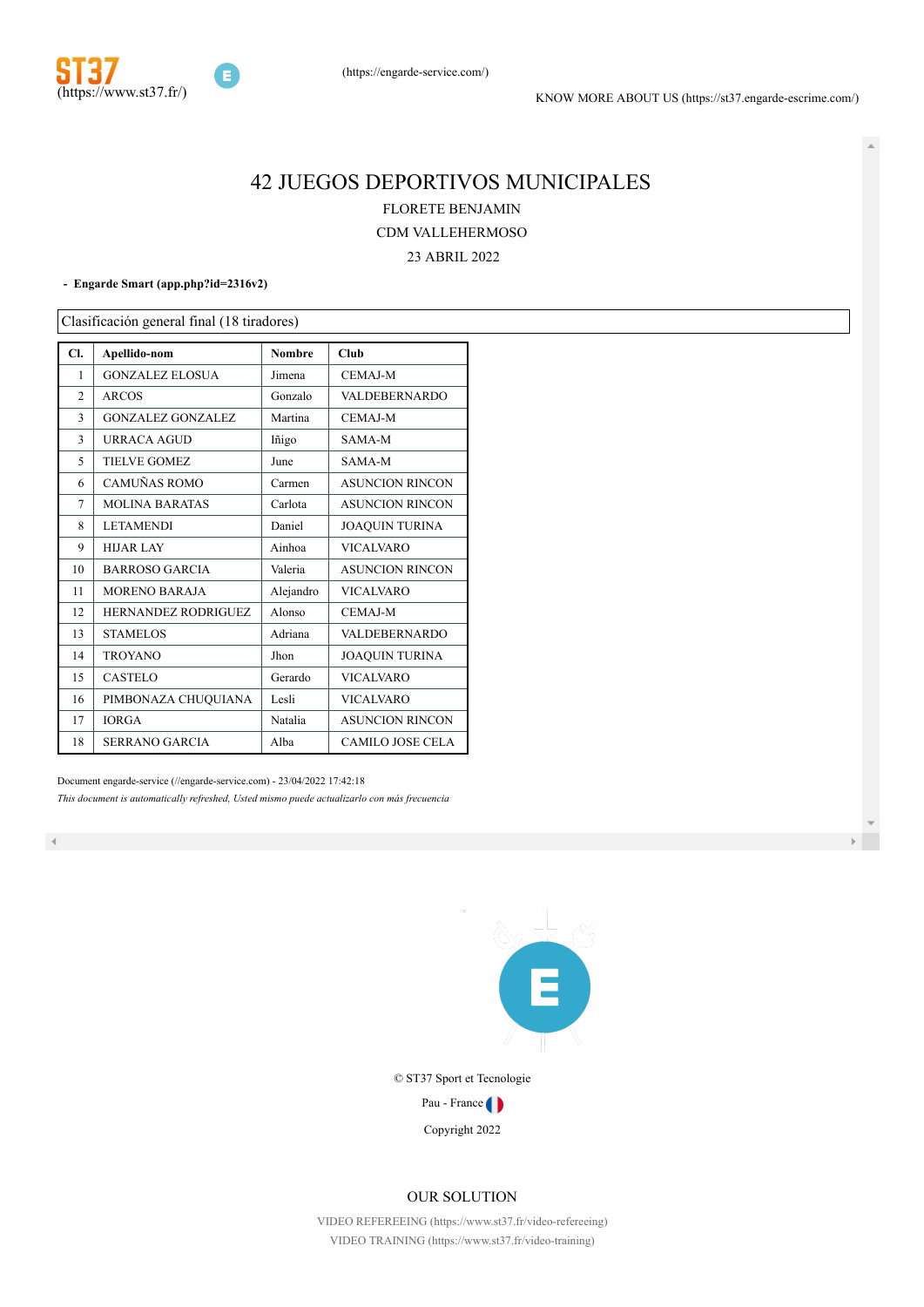(https://www.st37.fr/)

(https://engarde-service.com/)

KNOW MORE ABOUT US (https://st37.engarde-escrime.com/)

# 42 JUEGOS DEPORTIVOS MUNICIPALES

FLORETE BENJAMIN

CDM VALLEHERMOSO

23 ABRIL 2022

- **Engarde Smart (app.php?id=2316v2)**

Clasificación general final (18 tiradores)

| Cl. | Apellido-nom | Nombre | Club |
|---|---|---|---|
| 1 | GONZALEZ ELOSUA | Jimena | CEMAJ-M |
| 2 | ARCOS | Gonzalo | VALDEBERNARDO |
| 3 | GONZALEZ GONZALEZ | Martina | CEMAJ-M |
| 3 | URRACA AGUD | Iñigo | SAMA-M |
| 5 | TIELVE GOMEZ | June | SAMA-M |
| 6 | CAMUÑAS ROMO | Carmen | ASUNCION RINCON |
| 7 | MOLINA BARATAS | Carlota | ASUNCION RINCON |
| 8 | LETAMENDI | Daniel | JOAQUIN TURINA |
| 9 | HIJAR LAY | Ainhoa | VICALVARO |
| 10 | BARROSO GARCIA | Valeria | ASUNCION RINCON |
| 11 | MORENO BARAJA | Alejandro | VICALVARO |
| 12 | HERNANDEZ RODRIGUEZ | Alonso | CEMAJ-M |
| 13 | STAMELOS | Adriana | VALDEBERNARDO |
| 14 | TROYANO | Jhon | JOAQUIN TURINA |
| 15 | CASTELO | Gerardo | VICALVARO |
| 16 | PIMBONAZA CHUQUIANA | Lesli | VICALVARO |
| 17 | IORGA | Natalia | ASUNCION RINCON |
| 18 | SERRANO GARCIA | Alba | CAMILO JOSE CELA |

Document engarde-service (//engarde-service.com) - 23/04/2022 17:42:18

*This document is automatically refreshed, Usted mismo puede actualizarlo con más frecuencia*

© ST37 Sport et Tecnologie

Pau - France

Copyright 2022

OUR SOLUTION

VIDEO REFEREEING (https://www.st37.fr/video-refereeing)

VIDEO TRAINING (https://www.st37.fr/video-training)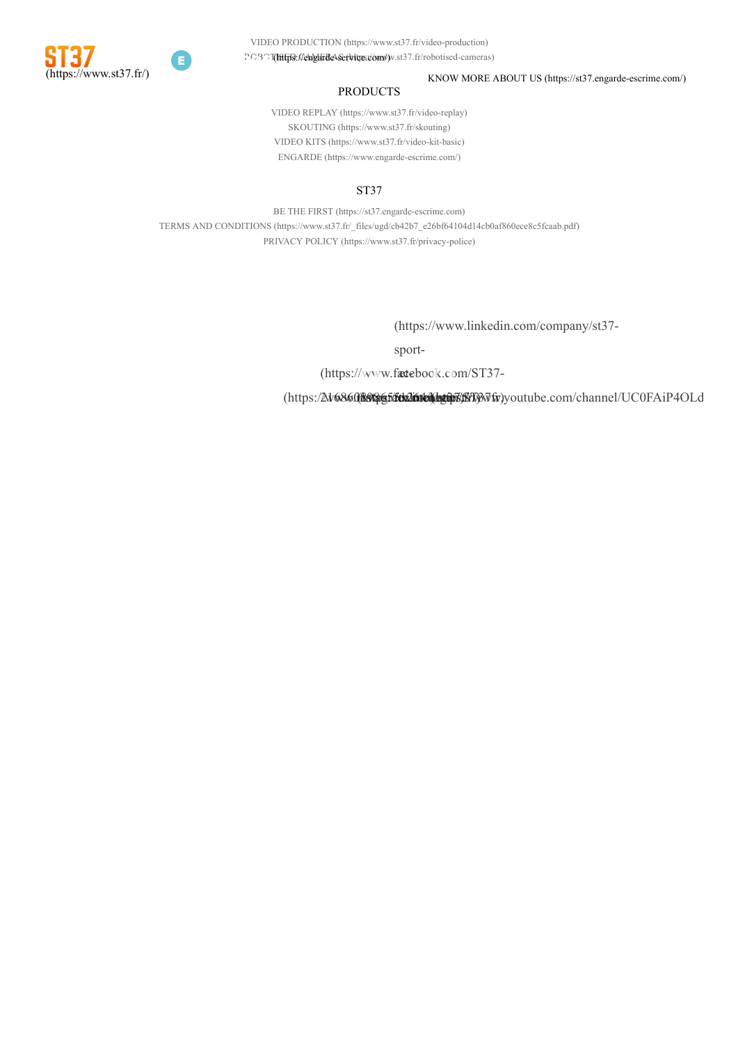ST37 (https://www.st37.fr/)

VIDEO PRODUCTION (https://www.st37.fr/video-production)

ROBOTISED CAMERAS (https://www.st37.fr/robotised-cameras)

(https://engarde-service.com/)

KNOW MORE ABOUT US (https://st37.engarde-escrime.com/)

## PRODUCTS

VIDEO REPLAY (https://www.st37.fr/video-replay)

SKOUTING (https://www.st37.fr/skouting)

VIDEO KITS (https://www.st37.fr/video-kit-basic)

ENGARDE (https://www.engarde-escrime.com/)

## ST37

BE THE FIRST (https://st37.engarde-escrime.com)

TERMS AND CONDITIONS (https://www.st37.fr/_files/ugd/cb42b7_e26bf64104d14cb0af860ece8c5fcaab.pdf)

PRIVACY POLICY (https://www.st37.fr/privacy-police)

(https://www.linkedin.com/company/st37-sport-

(https://www.facebook.com/ST37-

(https://www.youtube.com/channel/UC0FAiP4OLd